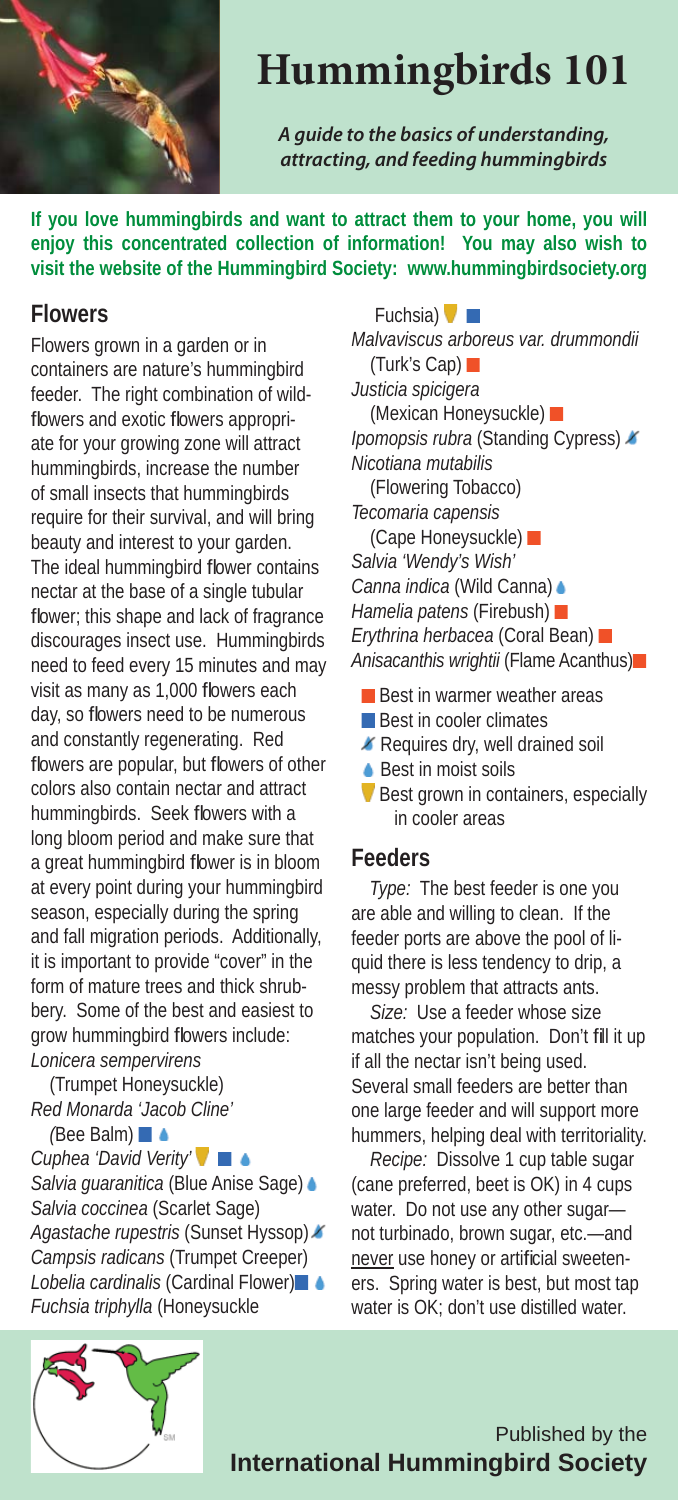# Hummingbirds 101

***A guide to the basics of understanding, attracting, and feeding hummingbirds***

**If you love hummingbirds and want to attract them to your home, you will enjoy this concentrated collection of information! You may also wish to visit the website of the Hummingbird Society: www.hummingbirdsociety.org**

## Flowers

Flowers grown in a garden or in containers are nature's hummingbird feeder. The right combination of wildflowers and exotic flowers appropriate for your growing zone will attract hummingbirds, increase the number of small insects that hummingbirds require for their survival, and will bring beauty and interest to your garden. The ideal hummingbird flower contains nectar at the base of a single tubular flower; this shape and lack of fragrance discourages insect use. Hummingbirds need to feed every 15 minutes and may visit as many as 1,000 flowers each day, so flowers need to be numerous and constantly regenerating. Red flowers are popular, but flowers of other colors also contain nectar and attract hummingbirds. Seek flowers with a long bloom period and make sure that a great hummingbird flower is in bloom at every point during your hummingbird season, especially during the spring and fall migration periods. Additionally, it is important to provide "cover" in the form of mature trees and thick shrubbery. Some of the best and easiest to grow hummingbird flowers include:

- *Lonicera sempervirens* (Trumpet Honeysuckle)
- *Red Monarda 'Jacob Cline'* (Bee Balm) ■ 💧
- *Cuphea 'David Verity'* ▼ ■ 💧
- *Salvia guaranitica* (Blue Anise Sage) 💧
- *Salvia coccinea* (Scarlet Sage)
- *Agastache rupestris* (Sunset Hyssop) ✗
- *Campsis radicans* (Trumpet Creeper)
- *Lobelia cardinalis* (Cardinal Flower) ■ 💧
- *Fuchsia triphylla* (Honeysuckle Fuchsia) ▼ ■
- *Malvaviscus arboreus var. drummondii* (Turk's Cap) ■
- *Justicia spicigera* (Mexican Honeysuckle) ■
- *Ipomopsis rubra* (Standing Cypress) ✗
- *Nicotiana mutabilis* (Flowering Tobacco)
- *Tecomaria capensis* (Cape Honeysuckle) ■
- *Salvia 'Wendy's Wish'*
- *Canna indica* (Wild Canna) 💧
- *Hamelia patens* (Firebush) ■
- *Erythrina herbacea* (Coral Bean) ■
- *Anisacanthis wrightii* (Flame Acanthus) ■

Legend:
- ■ (orange) Best in warmer weather areas
- ■ (blue) Best in cooler climates
- ✗ Requires dry, well drained soil
- 💧 Best in moist soils
- ▼ Best grown in containers, especially in cooler areas

## Feeders

*Type:* The best feeder is one you are able and willing to clean. If the feeder ports are above the pool of liquid there is less tendency to drip, a messy problem that attracts ants.

*Size:* Use a feeder whose size matches your population. Don't fill it up if all the nectar isn't being used. Several small feeders are better than one large feeder and will support more hummers, helping deal with territoriality.

*Recipe:* Dissolve 1 cup table sugar (cane preferred, beet is OK) in 4 cups water. Do not use any other sugar—not turbinado, brown sugar, etc.—and never use honey or artificial sweeteners. Spring water is best, but most tap water is OK; don't use distilled water.

Published by the
**International Hummingbird Society**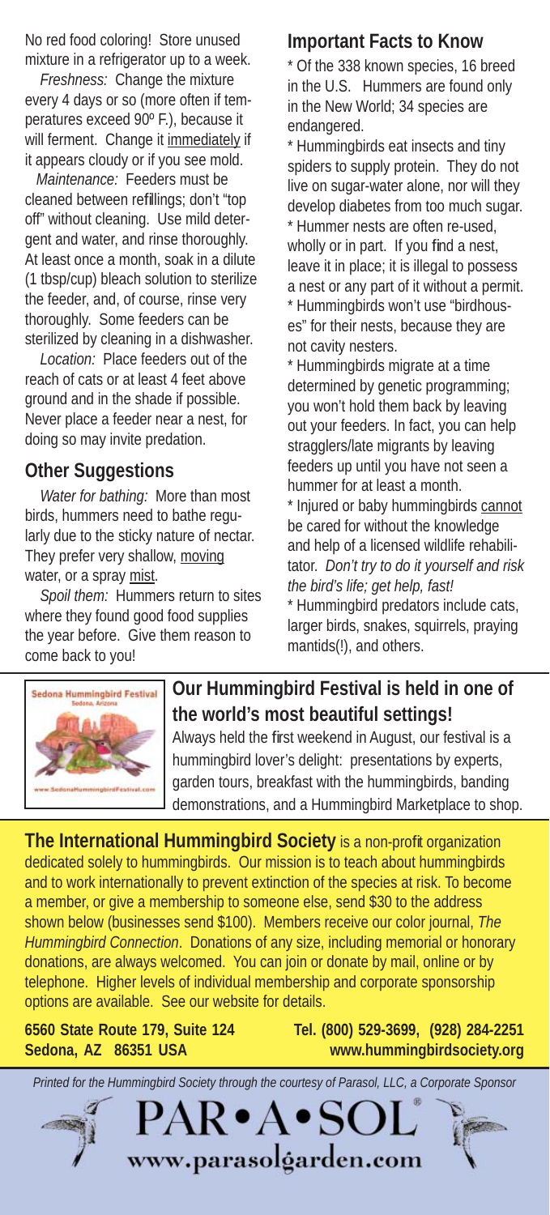No red food coloring! Store unused mixture in a refrigerator up to a week.

*Freshness:* Change the mixture every 4 days or so (more often if temperatures exceed 90º F.), because it will ferment. Change it immediately if it appears cloudy or if you see mold.

*Maintenance:* Feeders must be cleaned between refillings; don't "top off" without cleaning. Use mild detergent and water, and rinse thoroughly. At least once a month, soak in a dilute (1 tbsp/cup) bleach solution to sterilize the feeder, and, of course, rinse very thoroughly. Some feeders can be sterilized by cleaning in a dishwasher.

*Location:* Place feeders out of the reach of cats or at least 4 feet above ground and in the shade if possible. Never place a feeder near a nest, for doing so may invite predation.

## Other Suggestions

*Water for bathing:* More than most birds, hummers need to bathe regularly due to the sticky nature of nectar. They prefer very shallow, moving water, or a spray mist.

*Spoil them:* Hummers return to sites where they found good food supplies the year before. Give them reason to come back to you!

## Important Facts to Know

* Of the 338 known species, 16 breed in the U.S. Hummers are found only in the New World; 34 species are endangered.
* Hummingbirds eat insects and tiny spiders to supply protein. They do not live on sugar-water alone, nor will they develop diabetes from too much sugar.
* Hummer nests are often re-used, wholly or in part. If you find a nest, leave it in place; it is illegal to possess a nest or any part of it without a permit.
* Hummingbirds won't use "birdhouses" for their nests, because they are not cavity nesters.
* Hummingbirds migrate at a time determined by genetic programming; you won't hold them back by leaving out your feeders. In fact, you can help stragglers/late migrants by leaving feeders up until you have not seen a hummer for at least a month.
* Injured or baby hummingbirds cannot be cared for without the knowledge and help of a licensed wildlife rehabilitator. *Don't try to do it yourself and risk the bird's life; get help, fast!*
* Hummingbird predators include cats, larger birds, snakes, squirrels, praying mantids(!), and others.

Sedona Hummingbird Festival
Sedona, Arizona
www.SedonaHummingbirdFestival.com

## Our Hummingbird Festival is held in one of the world's most beautiful settings!

Always held the first weekend in August, our festival is a hummingbird lover's delight: presentations by experts, garden tours, breakfast with the hummingbirds, banding demonstrations, and a Hummingbird Marketplace to shop.

**The International Hummingbird Society** is a non-profit organization dedicated solely to hummingbirds. Our mission is to teach about hummingbirds and to work internationally to prevent extinction of the species at risk. To become a member, or give a membership to someone else, send $30 to the address shown below (businesses send $100). Members receive our color journal, *The Hummingbird Connection*. Donations of any size, including memorial or honorary donations, are always welcomed. You can join or donate by mail, online or by telephone. Higher levels of individual membership and corporate sponsorship options are available. See our website for details.

**6560 State Route 179, Suite 124**
**Sedona, AZ 86351 USA**

**Tel. (800) 529-3699, (928) 284-2251**
**www.hummingbirdsociety.org**

*Printed for the Hummingbird Society through the courtesy of Parasol, LLC, a Corporate Sponsor*

PAR•A•SOL®
www.parasolgarden.com